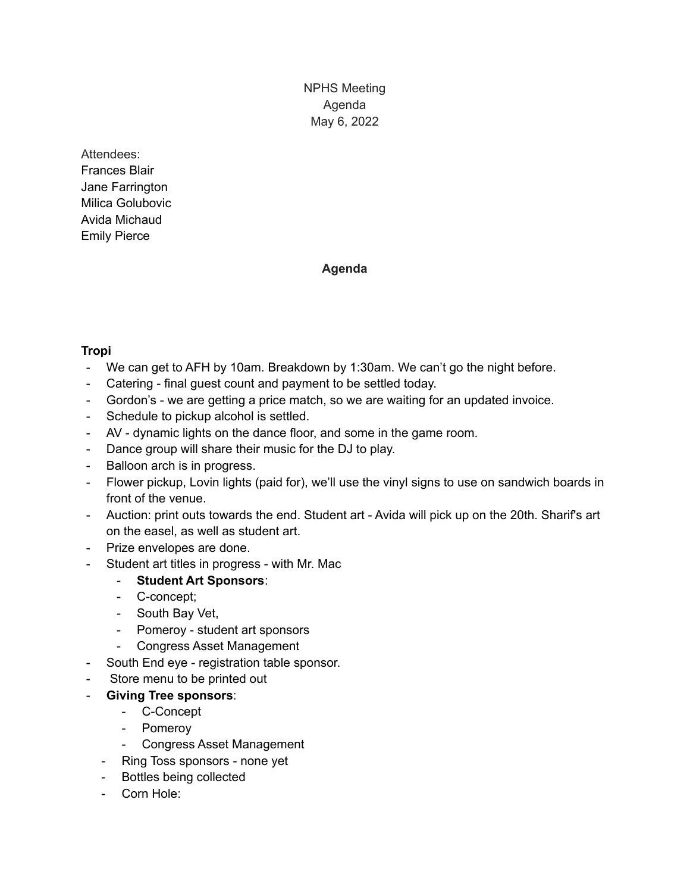NPHS Meeting
Agenda
May 6, 2022

Attendees:
Frances Blair
Jane Farrington
Milica Golubovic
Avida Michaud
Emily Pierce

**Agenda**

**Tropi**

- We can get to AFH by 10am. Breakdown by 1:30am. We can't go the night before.
- Catering - final guest count and payment to be settled today.
- Gordon's - we are getting a price match, so we are waiting for an updated invoice.
- Schedule to pickup alcohol is settled.
- AV - dynamic lights on the dance floor, and some in the game room.
- Dance group will share their music for the DJ to play.
- Balloon arch is in progress.
- Flower pickup, Lovin lights (paid for), we'll use the vinyl signs to use on sandwich boards in front of the venue.
- Auction: print outs towards the end. Student art - Avida will pick up on the 20th. Sharif's art on the easel, as well as student art.
- Prize envelopes are done.
- Student art titles in progress - with Mr. Mac
    - **Student Art Sponsors**:
    - C-concept;
    - South Bay Vet,
    - Pomeroy - student art sponsors
    - Congress Asset Management
- South End eye - registration table sponsor.
- Store menu to be printed out
- **Giving Tree sponsors**:
    - C-Concept
    - Pomeroy
    - Congress Asset Management
  - Ring Toss sponsors - none yet
  - Bottles being collected
  - Corn Hole: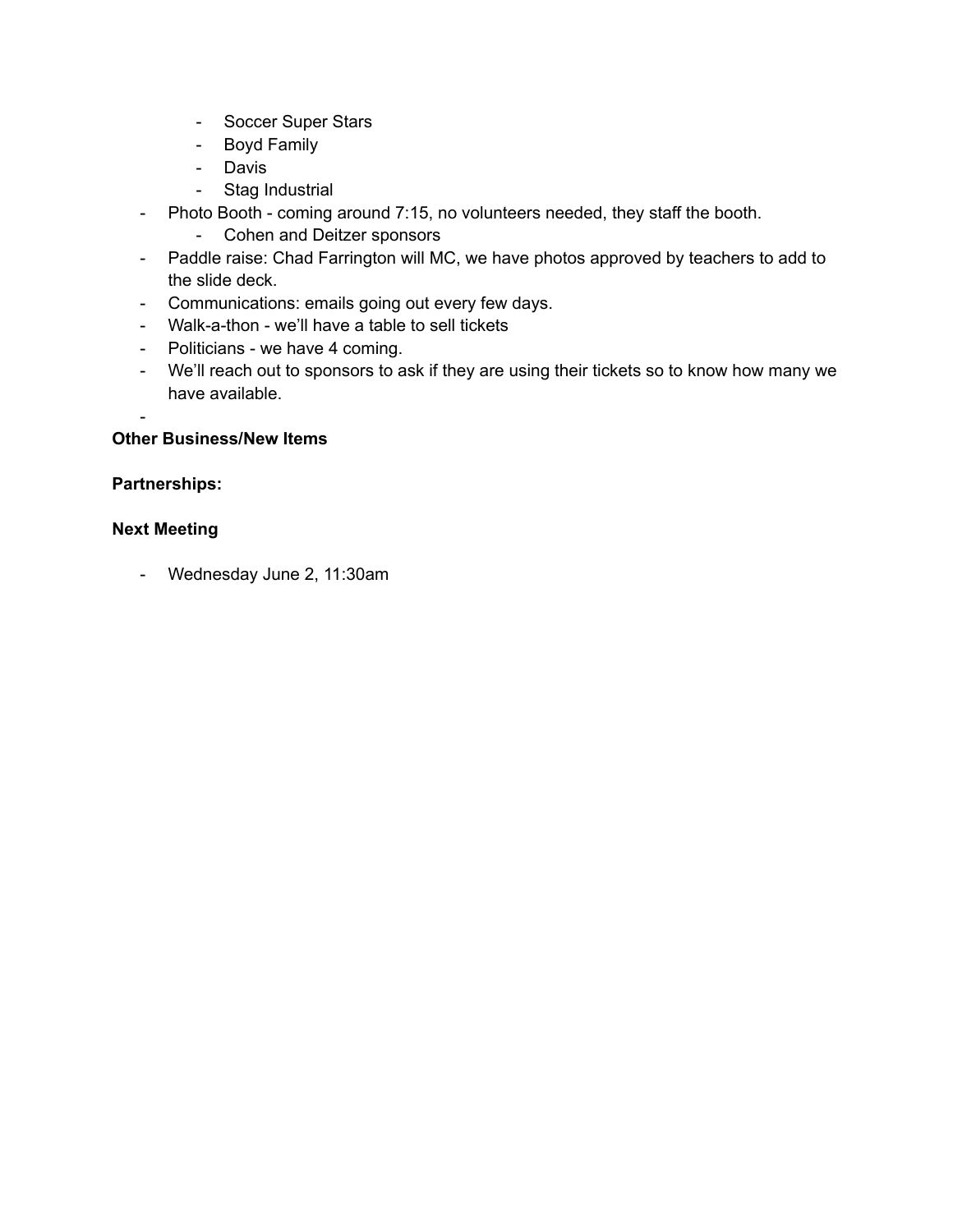- Soccer Super Stars
    - Boyd Family
    - Davis
    - Stag Industrial
- Photo Booth - coming around 7:15, no volunteers needed, they staff the booth.
    - Cohen and Deitzer sponsors
- Paddle raise: Chad Farrington will MC, we have photos approved by teachers to add to the slide deck.
- Communications: emails going out every few days.
- Walk-a-thon - we'll have a table to sell tickets
- Politicians - we have 4 coming.
- We'll reach out to sponsors to ask if they are using their tickets so to know how many we have available.
-

**Other Business/New Items**

**Partnerships:**

**Next Meeting**

- Wednesday June 2, 11:30am